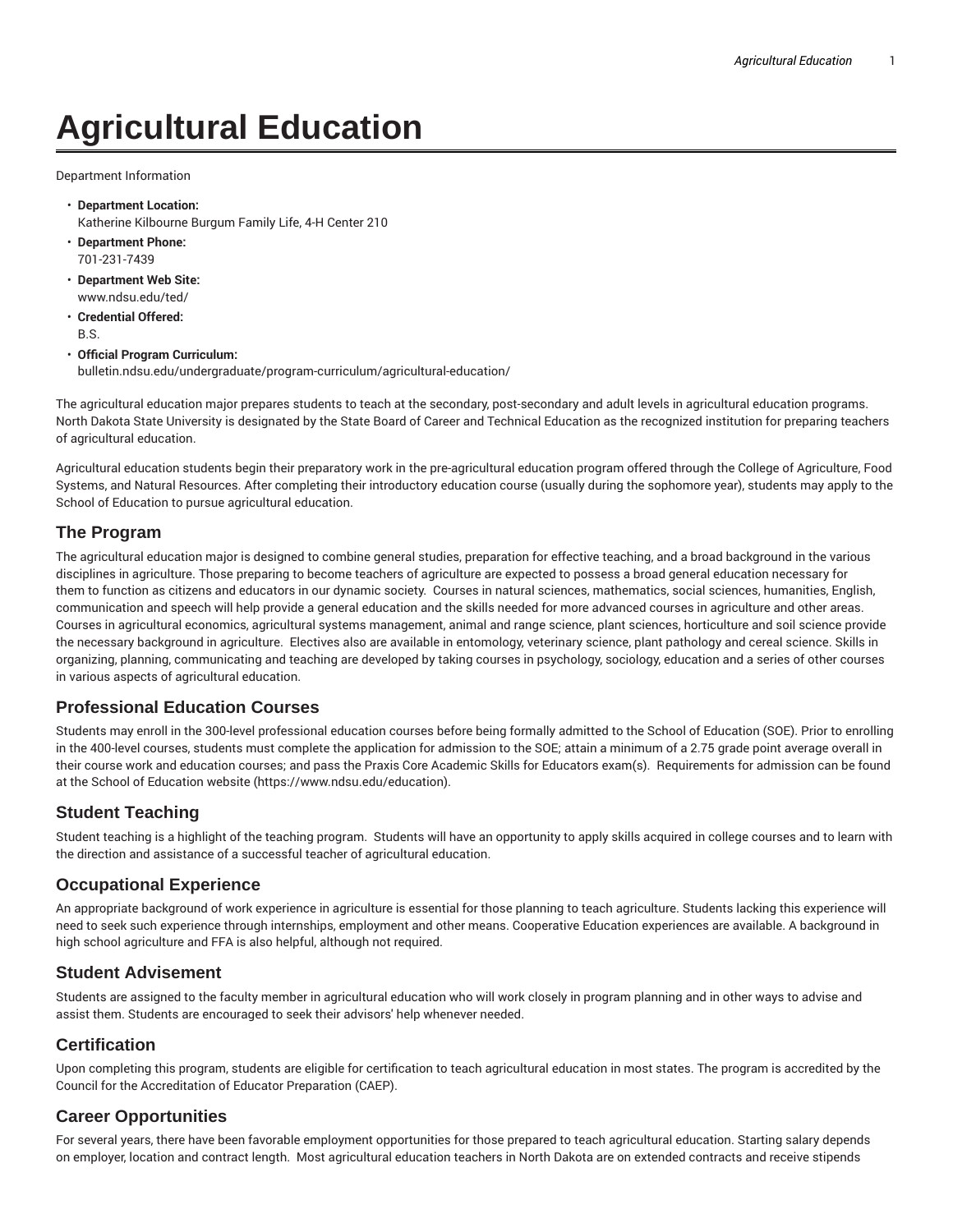# Agricultural Education

Department Information

- **Department Location:**
  Katherine Kilbourne Burgum Family Life, 4-H Center 210
- **Department Phone:**
  701-231-7439
- **Department Web Site:**
  www.ndsu.edu/ted/
- **Credential Offered:**
  B.S.
- **Official Program Curriculum:**
  bulletin.ndsu.edu/undergraduate/program-curriculum/agricultural-education/

The agricultural education major prepares students to teach at the secondary, post-secondary and adult levels in agricultural education programs. North Dakota State University is designated by the State Board of Career and Technical Education as the recognized institution for preparing teachers of agricultural education.

Agricultural education students begin their preparatory work in the pre-agricultural education program offered through the College of Agriculture, Food Systems, and Natural Resources. After completing their introductory education course (usually during the sophomore year), students may apply to the School of Education to pursue agricultural education.

## The Program

The agricultural education major is designed to combine general studies, preparation for effective teaching, and a broad background in the various disciplines in agriculture. Those preparing to become teachers of agriculture are expected to possess a broad general education necessary for them to function as citizens and educators in our dynamic society. Courses in natural sciences, mathematics, social sciences, humanities, English, communication and speech will help provide a general education and the skills needed for more advanced courses in agriculture and other areas. Courses in agricultural economics, agricultural systems management, animal and range science, plant sciences, horticulture and soil science provide the necessary background in agriculture. Electives also are available in entomology, veterinary science, plant pathology and cereal science. Skills in organizing, planning, communicating and teaching are developed by taking courses in psychology, sociology, education and a series of other courses in various aspects of agricultural education.

## Professional Education Courses

Students may enroll in the 300-level professional education courses before being formally admitted to the School of Education (SOE). Prior to enrolling in the 400-level courses, students must complete the application for admission to the SOE; attain a minimum of a 2.75 grade point average overall in their course work and education courses; and pass the Praxis Core Academic Skills for Educators exam(s). Requirements for admission can be found at the School of Education website (https://www.ndsu.edu/education).

## Student Teaching

Student teaching is a highlight of the teaching program. Students will have an opportunity to apply skills acquired in college courses and to learn with the direction and assistance of a successful teacher of agricultural education.

## Occupational Experience

An appropriate background of work experience in agriculture is essential for those planning to teach agriculture. Students lacking this experience will need to seek such experience through internships, employment and other means. Cooperative Education experiences are available. A background in high school agriculture and FFA is also helpful, although not required.

## Student Advisement

Students are assigned to the faculty member in agricultural education who will work closely in program planning and in other ways to advise and assist them. Students are encouraged to seek their advisors' help whenever needed.

## Certification

Upon completing this program, students are eligible for certification to teach agricultural education in most states. The program is accredited by the Council for the Accreditation of Educator Preparation (CAEP).

## Career Opportunities

For several years, there have been favorable employment opportunities for those prepared to teach agricultural education. Starting salary depends on employer, location and contract length. Most agricultural education teachers in North Dakota are on extended contracts and receive stipends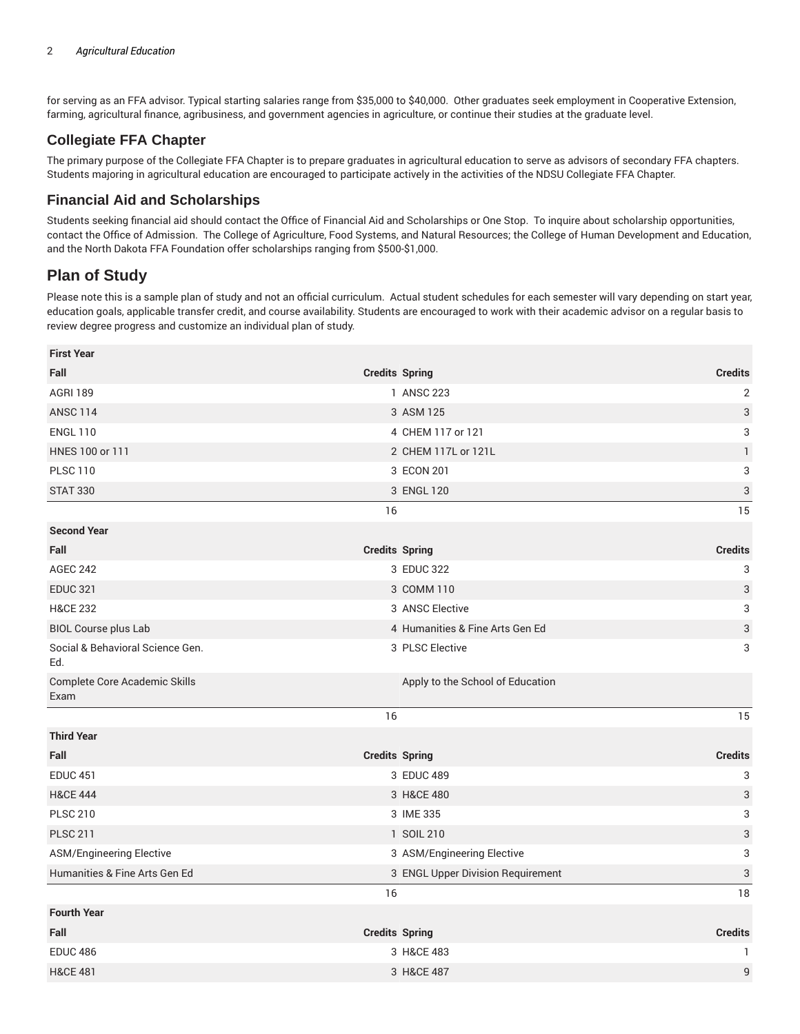for serving as an FFA advisor. Typical starting salaries range from $35,000 to $40,000. Other graduates seek employment in Cooperative Extension, farming, agricultural finance, agribusiness, and government agencies in agriculture, or continue their studies at the graduate level.

## Collegiate FFA Chapter

The primary purpose of the Collegiate FFA Chapter is to prepare graduates in agricultural education to serve as advisors of secondary FFA chapters. Students majoring in agricultural education are encouraged to participate actively in the activities of the NDSU Collegiate FFA Chapter.

## Financial Aid and Scholarships

Students seeking financial aid should contact the Office of Financial Aid and Scholarships or One Stop. To inquire about scholarship opportunities, contact the Office of Admission. The College of Agriculture, Food Systems, and Natural Resources; the College of Human Development and Education, and the North Dakota FFA Foundation offer scholarships ranging from $500-$1,000.

# Plan of Study

Please note this is a sample plan of study and not an official curriculum. Actual student schedules for each semester will vary depending on start year, education goals, applicable transfer credit, and course availability. Students are encouraged to work with their academic advisor on a regular basis to review degree progress and customize an individual plan of study.

| **First Year** | | | |
|---|---|---|---|
| **Fall** | **Credits** | **Spring** | **Credits** |
| AGRI 189 | 1 | ANSC 223 | 2 |
| ANSC 114 | 3 | ASM 125 | 3 |
| ENGL 110 | 4 | CHEM 117 or 121 | 3 |
| HNES 100 or 111 | 2 | CHEM 117L or 121L | 1 |
| PLSC 110 | 3 | ECON 201 | 3 |
| STAT 330 | 3 | ENGL 120 | 3 |
| | 16 | | 15 |
| **Second Year** | | | |
| **Fall** | **Credits** | **Spring** | **Credits** |
| AGEC 242 | 3 | EDUC 322 | 3 |
| EDUC 321 | 3 | COMM 110 | 3 |
| H&CE 232 | 3 | ANSC Elective | 3 |
| BIOL Course plus Lab | 4 | Humanities & Fine Arts Gen Ed | 3 |
| Social & Behavioral Science Gen. Ed. | 3 | PLSC Elective | 3 |
| Complete Core Academic Skills Exam | | Apply to the School of Education | |
| | 16 | | 15 |
| **Third Year** | | | |
| **Fall** | **Credits** | **Spring** | **Credits** |
| EDUC 451 | 3 | EDUC 489 | 3 |
| H&CE 444 | 3 | H&CE 480 | 3 |
| PLSC 210 | 3 | IME 335 | 3 |
| PLSC 211 | 1 | SOIL 210 | 3 |
| ASM/Engineering Elective | 3 | ASM/Engineering Elective | 3 |
| Humanities & Fine Arts Gen Ed | 3 | ENGL Upper Division Requirement | 3 |
| | 16 | | 18 |
| **Fourth Year** | | | |
| **Fall** | **Credits** | **Spring** | **Credits** |
| EDUC 486 | 3 | H&CE 483 | 1 |
| H&CE 481 | 3 | H&CE 487 | 9 |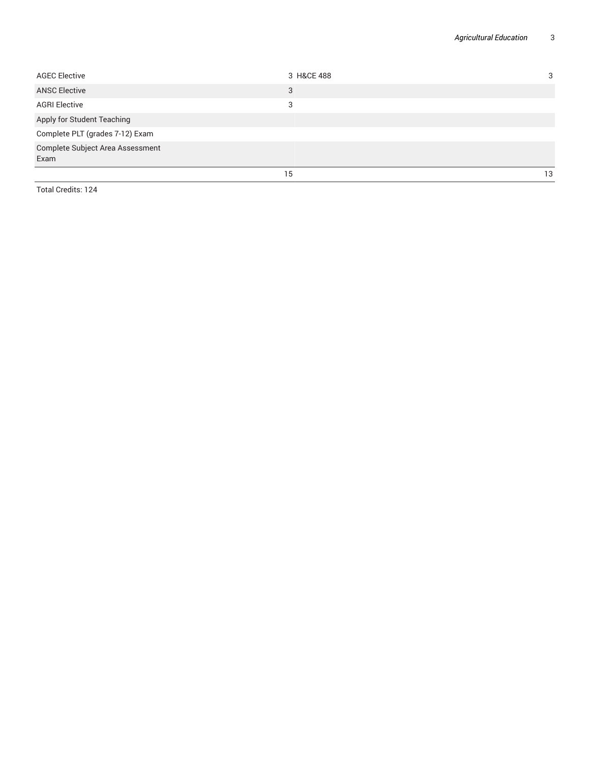| | | | |
|---|---|---|---|
| AGEC Elective | 3 | H&CE 488 | 3 |
| ANSC Elective | 3 | | |
| AGRI Elective | 3 | | |
| Apply for Student Teaching | | | |
| Complete PLT (grades 7-12) Exam | | | |
| Complete Subject Area Assessment Exam | | | |
| | 15 | | 13 |

Total Credits: 124